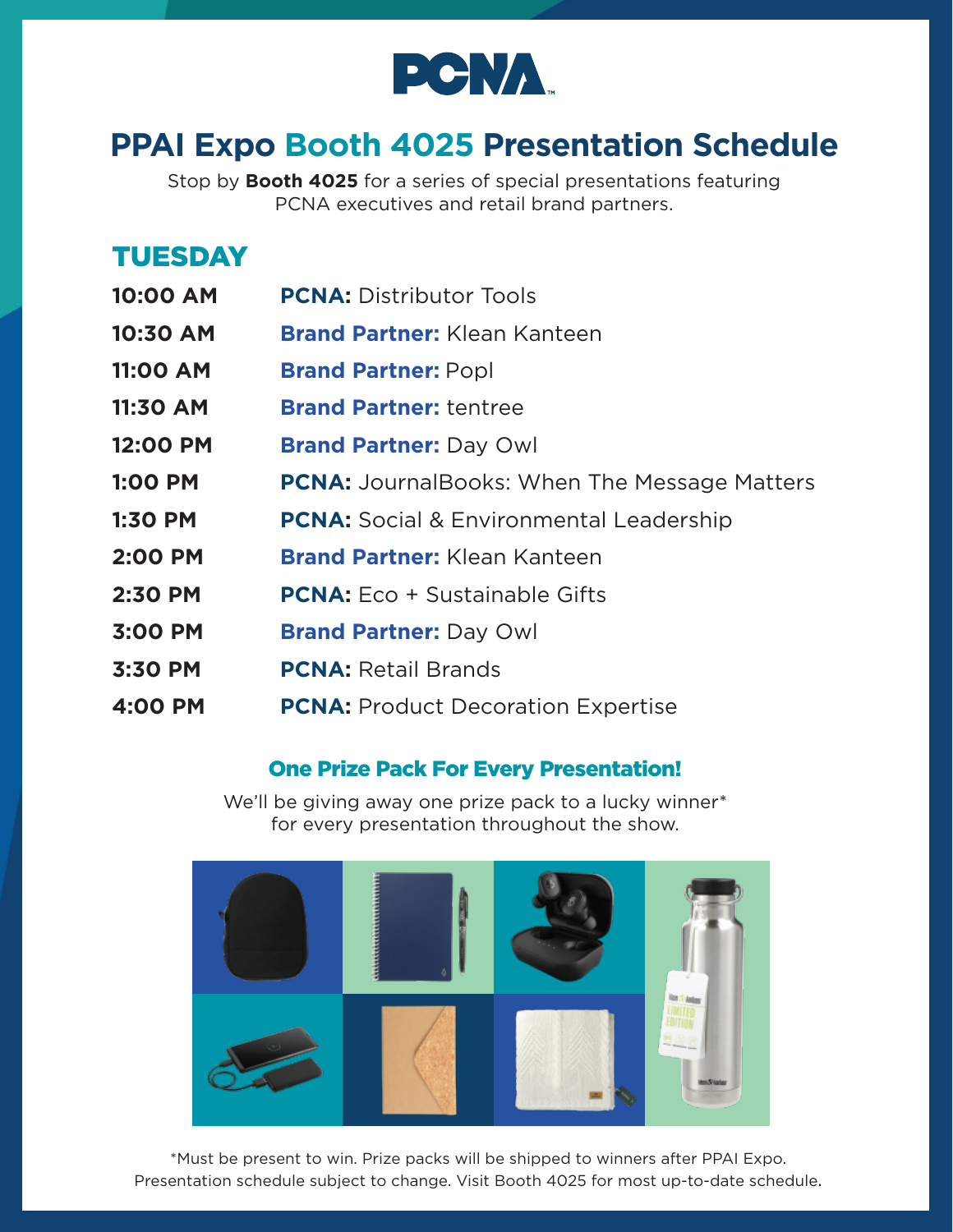# PCNA

## PPAI Expo Booth 4025 Presentation Schedule

Stop by **Booth 4025** for a series of special presentations featuring PCNA executives and retail brand partners.

### TUESDAY

| Time | Presentation |
|---|---|
| **10:00 AM** | **PCNA:** Distributor Tools |
| **10:30 AM** | **Brand Partner:** Klean Kanteen |
| **11:00 AM** | **Brand Partner:** Popl |
| **11:30 AM** | **Brand Partner:** tentree |
| **12:00 PM** | **Brand Partner:** Day Owl |
| **1:00 PM** | **PCNA:** JournalBooks: When The Message Matters |
| **1:30 PM** | **PCNA:** Social & Environmental Leadership |
| **2:00 PM** | **Brand Partner:** Klean Kanteen |
| **2:30 PM** | **PCNA:** Eco + Sustainable Gifts |
| **3:00 PM** | **Brand Partner:** Day Owl |
| **3:30 PM** | **PCNA:** Retail Brands |
| **4:00 PM** | **PCNA:** Product Decoration Expertise |

### One Prize Pack For Every Presentation!

We'll be giving away one prize pack to a lucky winner* for every presentation throughout the show.

*Must be present to win. Prize packs will be shipped to winners after PPAI Expo. Presentation schedule subject to change. Visit Booth 4025 for most up-to-date schedule.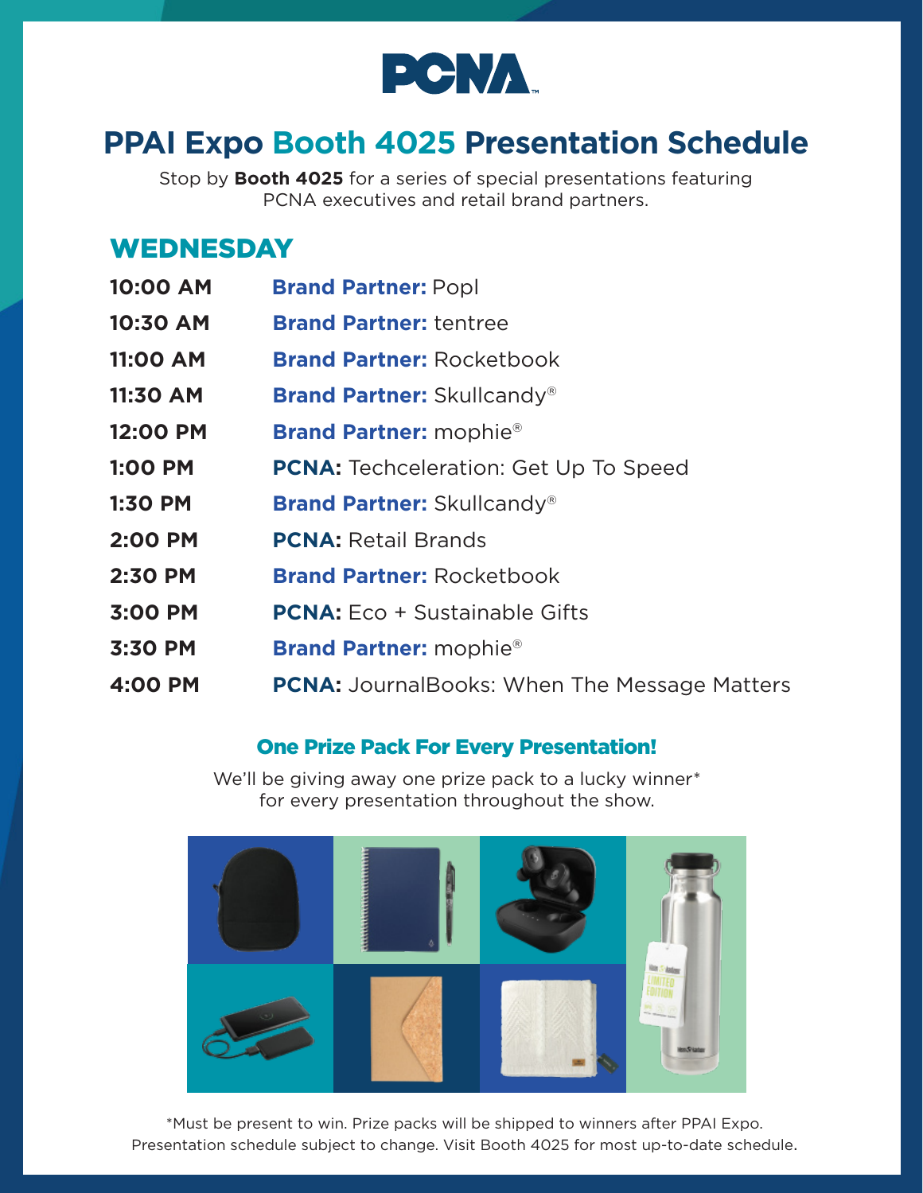# PCNA

## PPAI Expo Booth 4025 Presentation Schedule

Stop by **Booth 4025** for a series of special presentations featuring PCNA executives and retail brand partners.

### WEDNESDAY

| | |
|---|---|
| **10:00 AM** | **Brand Partner:** Popl |
| **10:30 AM** | **Brand Partner:** tentree |
| **11:00 AM** | **Brand Partner:** Rocketbook |
| **11:30 AM** | **Brand Partner:** Skullcandy® |
| **12:00 PM** | **Brand Partner:** mophie® |
| **1:00 PM** | **PCNA:** Techceleration: Get Up To Speed |
| **1:30 PM** | **Brand Partner:** Skullcandy® |
| **2:00 PM** | **PCNA:** Retail Brands |
| **2:30 PM** | **Brand Partner:** Rocketbook |
| **3:00 PM** | **PCNA:** Eco + Sustainable Gifts |
| **3:30 PM** | **Brand Partner:** mophie® |
| **4:00 PM** | **PCNA:** JournalBooks: When The Message Matters |

### One Prize Pack For Every Presentation!

We'll be giving away one prize pack to a lucky winner* for every presentation throughout the show.

*Must be present to win. Prize packs will be shipped to winners after PPAI Expo. Presentation schedule subject to change. Visit Booth 4025 for most up-to-date schedule.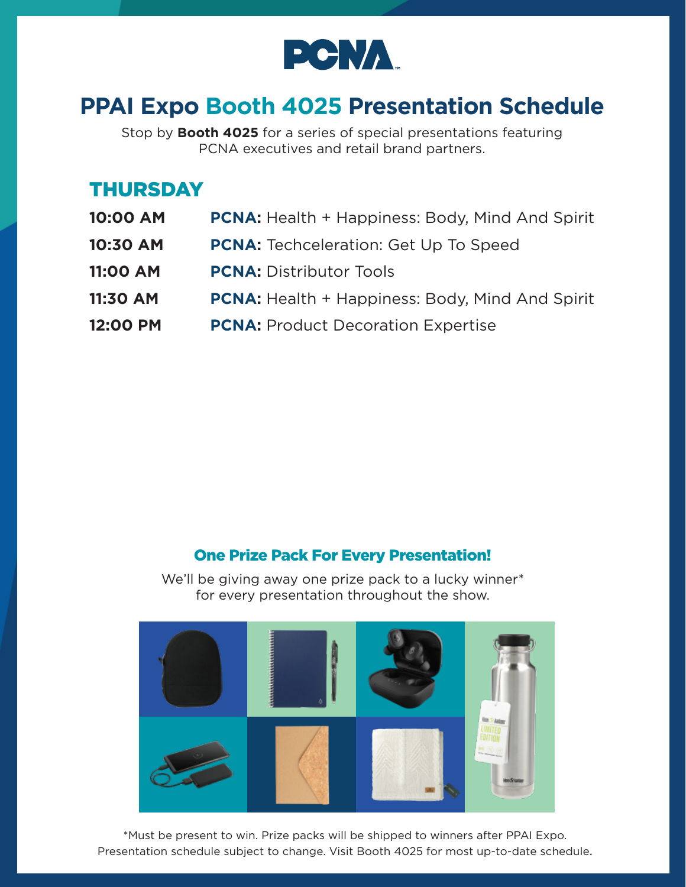# PCNA

## PPAI Expo Booth 4025 Presentation Schedule

Stop by **Booth 4025** for a series of special presentations featuring PCNA executives and retail brand partners.

### THURSDAY

| | |
|---|---|
| **10:00 AM** | **PCNA:** Health + Happiness: Body, Mind And Spirit |
| **10:30 AM** | **PCNA:** Techceleration: Get Up To Speed |
| **11:00 AM** | **PCNA:** Distributor Tools |
| **11:30 AM** | **PCNA:** Health + Happiness: Body, Mind And Spirit |
| **12:00 PM** | **PCNA:** Product Decoration Expertise |

### One Prize Pack For Every Presentation!

We'll be giving away one prize pack to a lucky winner* for every presentation throughout the show.

*Must be present to win. Prize packs will be shipped to winners after PPAI Expo. Presentation schedule subject to change. Visit Booth 4025 for most up-to-date schedule.